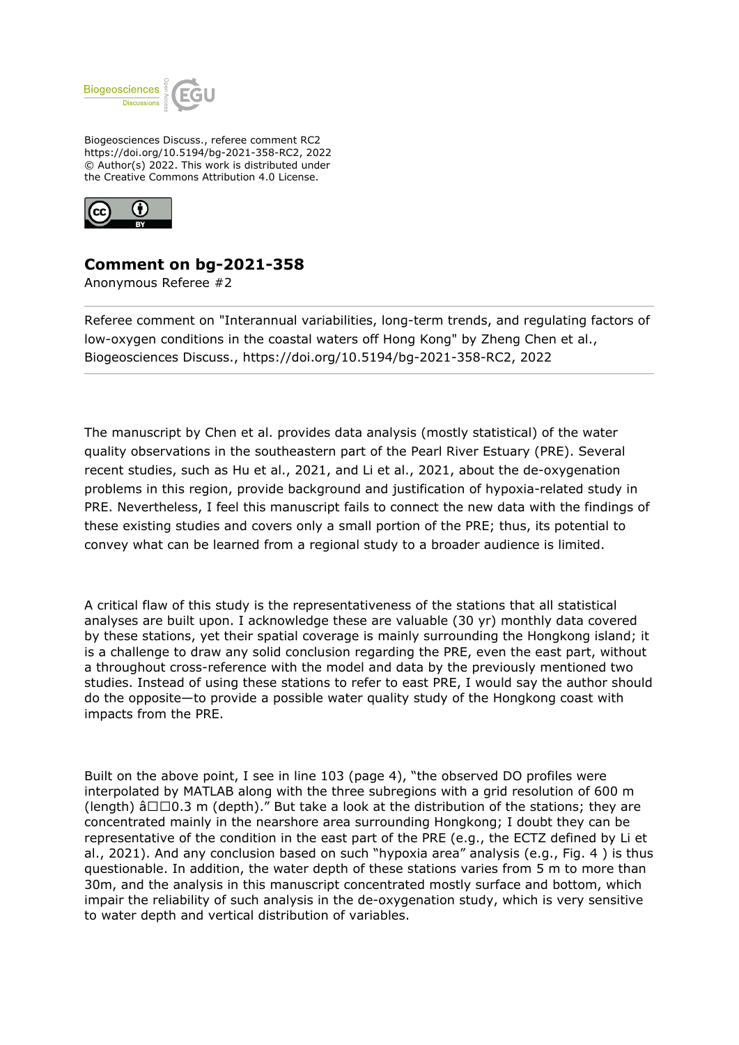Biogeosciences Discuss., referee comment RC2
https://doi.org/10.5194/bg-2021-358-RC2, 2022
© Author(s) 2022. This work is distributed under
the Creative Commons Attribution 4.0 License.

# Comment on bg-2021-358

Anonymous Referee #2

---

Referee comment on "Interannual variabilities, long-term trends, and regulating factors of low-oxygen conditions in the coastal waters off Hong Kong" by Zheng Chen et al., Biogeosciences Discuss., https://doi.org/10.5194/bg-2021-358-RC2, 2022

---

The manuscript by Chen et al. provides data analysis (mostly statistical) of the water quality observations in the southeastern part of the Pearl River Estuary (PRE). Several recent studies, such as Hu et al., 2021, and Li et al., 2021, about the de-oxygenation problems in this region, provide background and justification of hypoxia-related study in PRE. Nevertheless, I feel this manuscript fails to connect the new data with the findings of these existing studies and covers only a small portion of the PRE; thus, its potential to convey what can be learned from a regional study to a broader audience is limited.

A critical flaw of this study is the representativeness of the stations that all statistical analyses are built upon. I acknowledge these are valuable (30 yr) monthly data covered by these stations, yet their spatial coverage is mainly surrounding the Hongkong island; it is a challenge to draw any solid conclusion regarding the PRE, even the east part, without a throughout cross-reference with the model and data by the previously mentioned two studies. Instead of using these stations to refer to east PRE, I would say the author should do the opposite—to provide a possible water quality study of the Hongkong coast with impacts from the PRE.

Built on the above point, I see in line 103 (page 4), "the observed DO profiles were interpolated by MATLAB along with the three subregions with a grid resolution of 600 m (length) â□□0.3 m (depth)." But take a look at the distribution of the stations; they are concentrated mainly in the nearshore area surrounding Hongkong; I doubt they can be representative of the condition in the east part of the PRE (e.g., the ECTZ defined by Li et al., 2021). And any conclusion based on such "hypoxia area" analysis (e.g., Fig. 4 ) is thus questionable. In addition, the water depth of these stations varies from 5 m to more than 30m, and the analysis in this manuscript concentrated mostly surface and bottom, which impair the reliability of such analysis in the de-oxygenation study, which is very sensitive to water depth and vertical distribution of variables.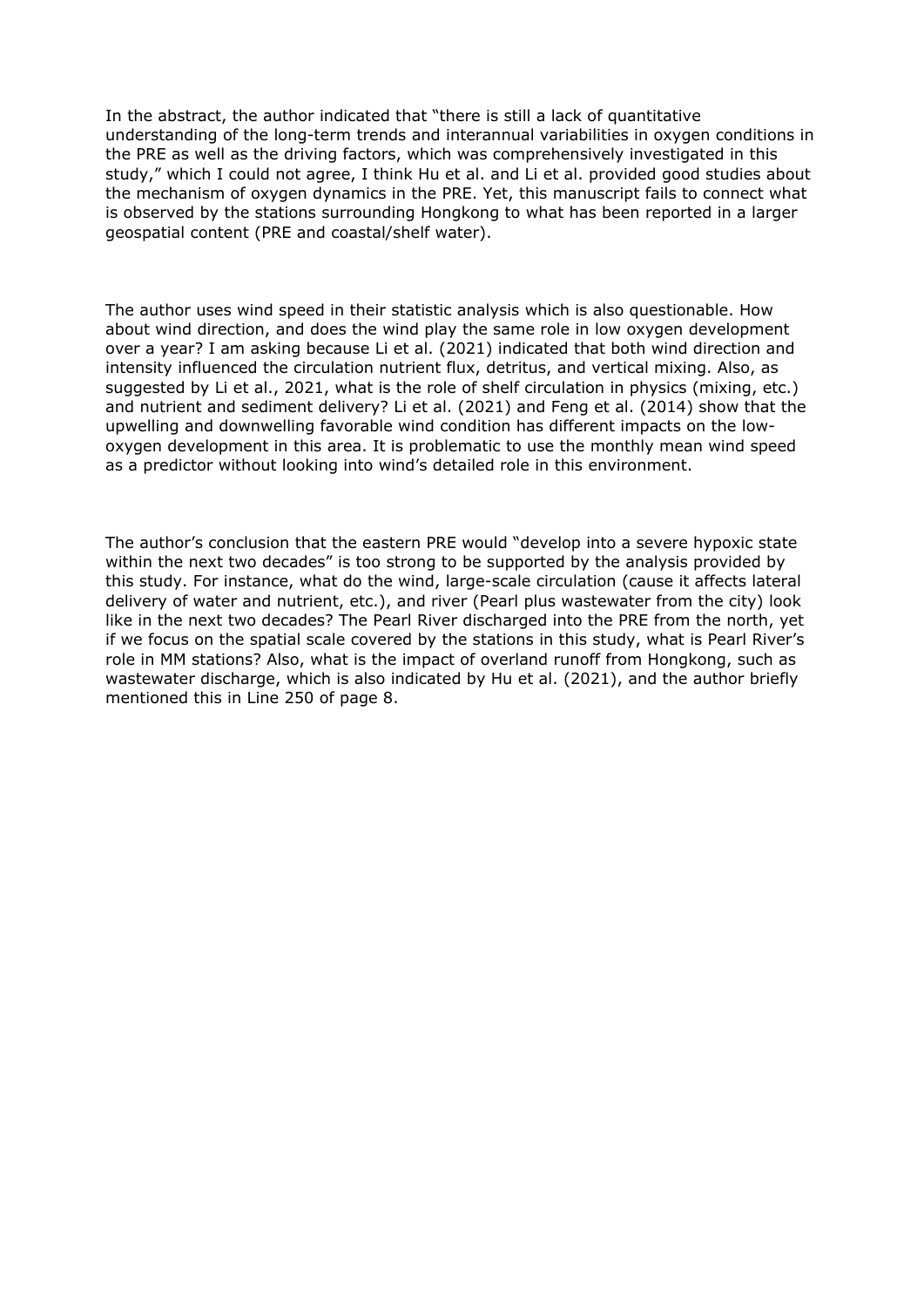In the abstract, the author indicated that "there is still a lack of quantitative understanding of the long-term trends and interannual variabilities in oxygen conditions in the PRE as well as the driving factors, which was comprehensively investigated in this study," which I could not agree, I think Hu et al. and Li et al. provided good studies about the mechanism of oxygen dynamics in the PRE. Yet, this manuscript fails to connect what is observed by the stations surrounding Hongkong to what has been reported in a larger geospatial content (PRE and coastal/shelf water).

The author uses wind speed in their statistic analysis which is also questionable. How about wind direction, and does the wind play the same role in low oxygen development over a year? I am asking because Li et al. (2021) indicated that both wind direction and intensity influenced the circulation nutrient flux, detritus, and vertical mixing. Also, as suggested by Li et al., 2021, what is the role of shelf circulation in physics (mixing, etc.) and nutrient and sediment delivery? Li et al. (2021) and Feng et al. (2014) show that the upwelling and downwelling favorable wind condition has different impacts on the low-oxygen development in this area. It is problematic to use the monthly mean wind speed as a predictor without looking into wind's detailed role in this environment.

The author's conclusion that the eastern PRE would "develop into a severe hypoxic state within the next two decades" is too strong to be supported by the analysis provided by this study. For instance, what do the wind, large-scale circulation (cause it affects lateral delivery of water and nutrient, etc.), and river (Pearl plus wastewater from the city) look like in the next two decades? The Pearl River discharged into the PRE from the north, yet if we focus on the spatial scale covered by the stations in this study, what is Pearl River's role in MM stations? Also, what is the impact of overland runoff from Hongkong, such as wastewater discharge, which is also indicated by Hu et al. (2021), and the author briefly mentioned this in Line 250 of page 8.